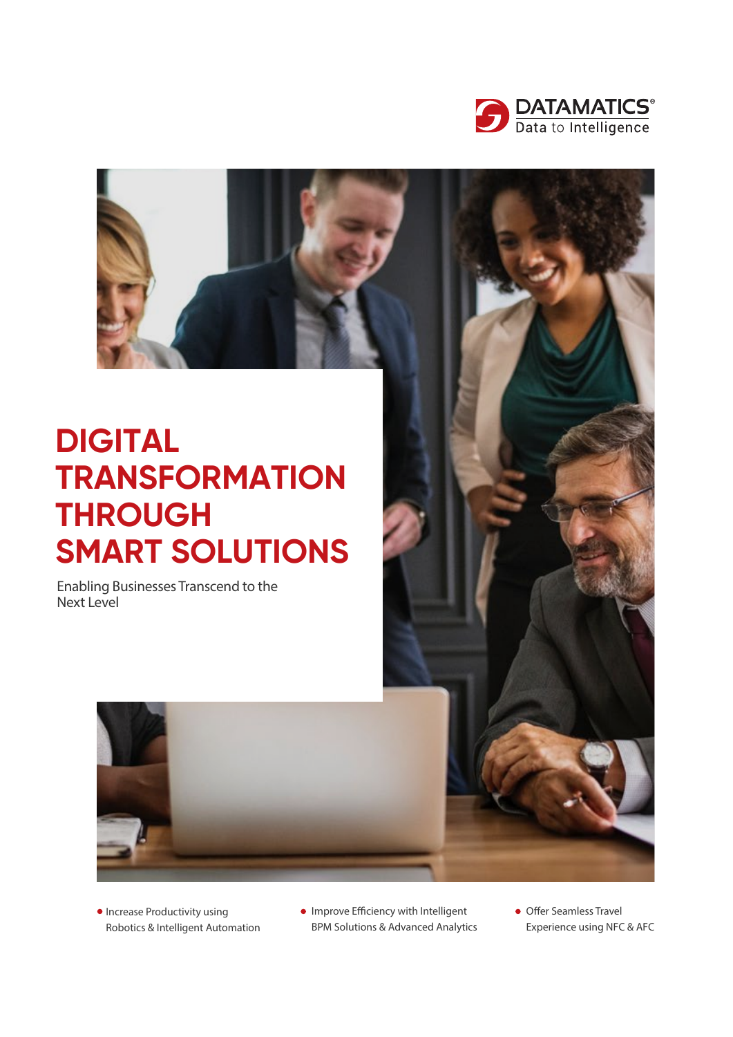DATAMATICS®
Data to Intelligence

# DIGITAL TRANSFORMATION THROUGH SMART SOLUTIONS

Enabling Businesses Transcend to the Next Level

- Increase Productivity using Robotics & Intelligent Automation
- Improve Efficiency with Intelligent BPM Solutions & Advanced Analytics
- Offer Seamless Travel Experience using NFC & AFC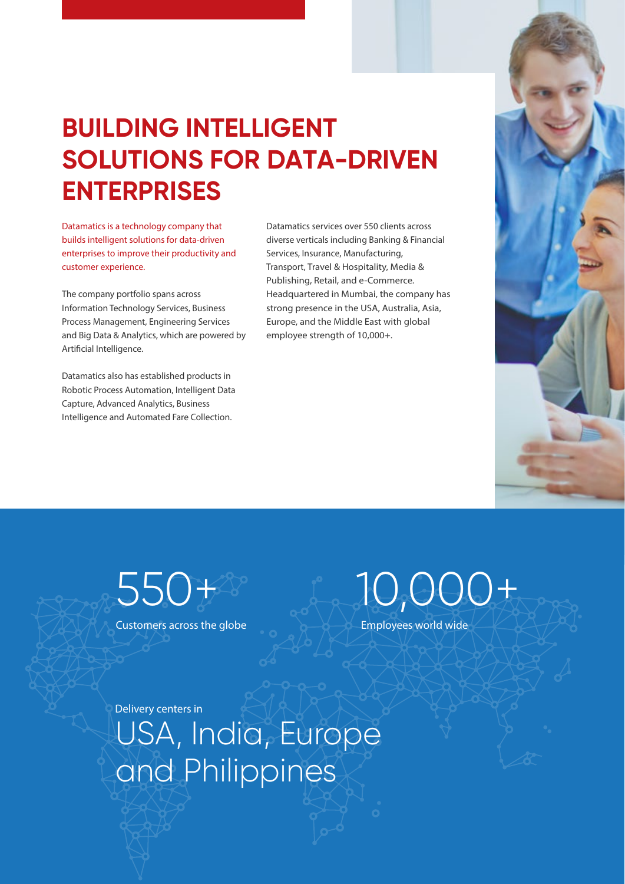# BUILDING INTELLIGENT SOLUTIONS FOR DATA-DRIVEN ENTERPRISES

Datamatics is a technology company that builds intelligent solutions for data-driven enterprises to improve their productivity and customer experience.

The company portfolio spans across Information Technology Services, Business Process Management, Engineering Services and Big Data & Analytics, which are powered by Artificial Intelligence.

Datamatics also has established products in Robotic Process Automation, Intelligent Data Capture, Advanced Analytics, Business Intelligence and Automated Fare Collection.

Datamatics services over 550 clients across diverse verticals including Banking & Financial Services, Insurance, Manufacturing, Transport, Travel & Hospitality, Media & Publishing, Retail, and e-Commerce. Headquartered in Mumbai, the company has strong presence in the USA, Australia, Asia, Europe, and the Middle East with global employee strength of 10,000+.

550+

Customers across the globe

10,000+

Employees world wide

Delivery centers in

USA, India, Europe and Philippines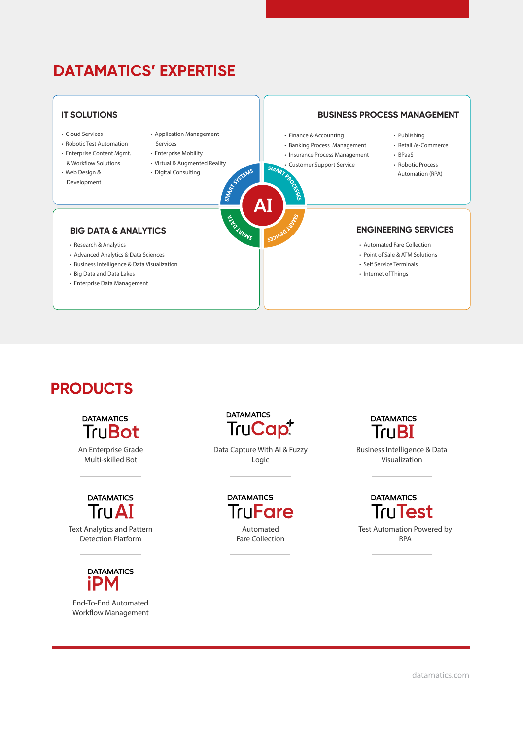# DATAMATICS' EXPERTISE

## IT SOLUTIONS

- Cloud Services
- Robotic Test Automation
- Enterprise Content Mgmt. & Workflow Solutions
- Web Design & Development
- Application Management Services
- Enterprise Mobility
- Virtual & Augmented Reality
- Digital Consulting

## BUSINESS PROCESS MANAGEMENT

- Finance & Accounting
- Banking Process Management
- Insurance Process Management
- Customer Support Service
- Publishing
- Retail /e-Commerce
- BPaaS
- Robotic Process Automation (RPA)

AI

SMART SYSTEMS · SMART PROCESSES · SMART DATA · SMART DEVICES

## BIG DATA & ANALYTICS

- Research & Analytics
- Advanced Analytics & Data Sciences
- Business Intelligence & Data Visualization
- Big Data and Data Lakes
- Enterprise Data Management

## ENGINEERING SERVICES

- Automated Fare Collection
- Point of Sale & ATM Solutions
- Self Service Terminals
- Internet of Things

# PRODUCTS

**DATAMATICS TruBot**
An Enterprise Grade Multi-skilled Bot

**DATAMATICS TruCap+**
Data Capture With AI & Fuzzy Logic

**DATAMATICS TruBI**
Business Intelligence & Data Visualization

**DATAMATICS TruAI**
Text Analytics and Pattern Detection Platform

**DATAMATICS TruFare**
Automated Fare Collection

**DATAMATICS TruTest**
Test Automation Powered by RPA

**DATAMATICS iPM**
End-To-End Automated Workflow Management

datamatics.com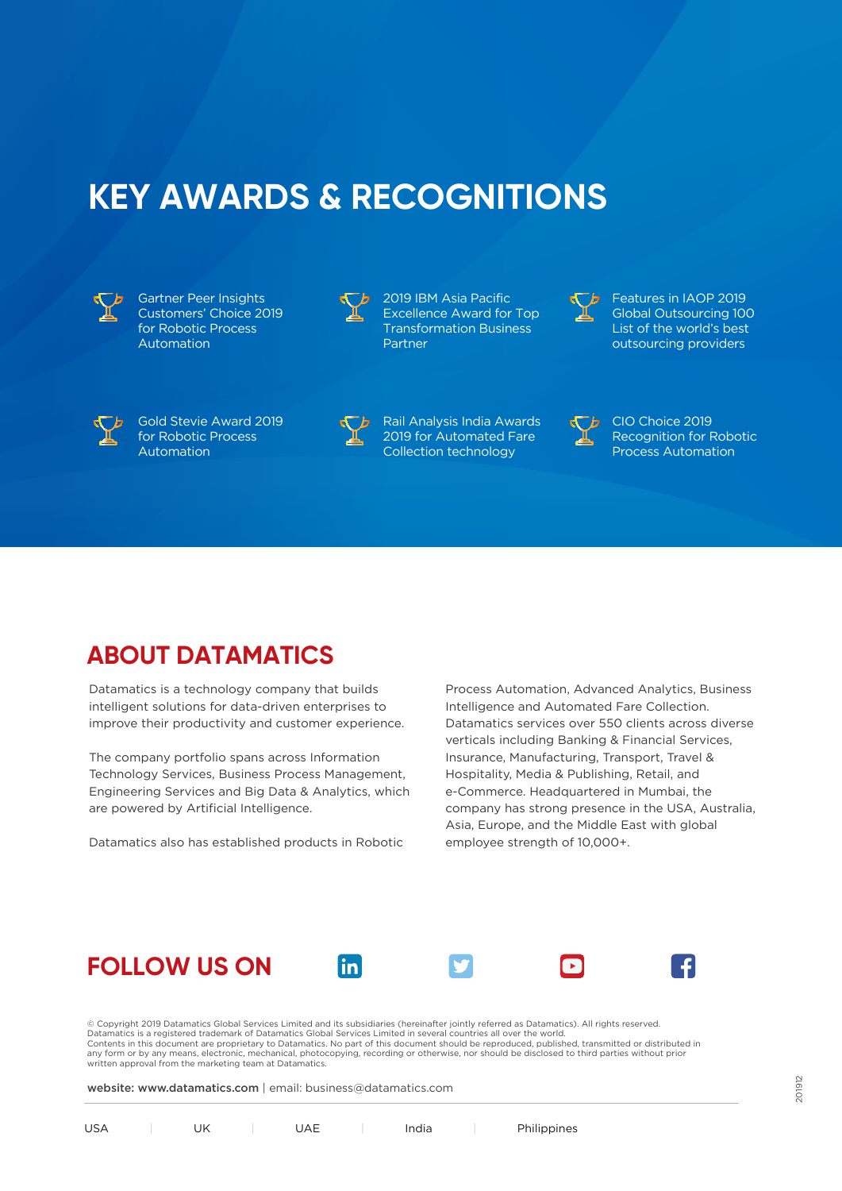# KEY AWARDS & RECOGNITIONS

- Gartner Peer Insights Customers' Choice 2019 for Robotic Process Automation
- 2019 IBM Asia Pacific Excellence Award for Top Transformation Business Partner
- Features in IAOP 2019 Global Outsourcing 100 List of the world's best outsourcing providers
- Gold Stevie Award 2019 for Robotic Process Automation
- Rail Analysis India Awards 2019 for Automated Fare Collection technology
- CIO Choice 2019 Recognition for Robotic Process Automation

# ABOUT DATAMATICS

Datamatics is a technology company that builds intelligent solutions for data-driven enterprises to improve their productivity and customer experience.

The company portfolio spans across Information Technology Services, Business Process Management, Engineering Services and Big Data & Analytics, which are powered by Artificial Intelligence.

Datamatics also has established products in Robotic Process Automation, Advanced Analytics, Business Intelligence and Automated Fare Collection. Datamatics services over 550 clients across diverse verticals including Banking & Financial Services, Insurance, Manufacturing, Transport, Travel & Hospitality, Media & Publishing, Retail, and e-Commerce. Headquartered in Mumbai, the company has strong presence in the USA, Australia, Asia, Europe, and the Middle East with global employee strength of 10,000+.

# FOLLOW US ON

© Copyright 2019 Datamatics Global Services Limited and its subsidiaries (hereinafter jointly referred as Datamatics). All rights reserved.
Datamatics is a registered trademark of Datamatics Global Services Limited in several countries all over the world.
Contents in this document are proprietary to Datamatics. No part of this document should be reproduced, published, transmitted or distributed in any form or by any means, electronic, mechanical, photocopying, recording or otherwise, nor should be disclosed to third parties without prior written approval from the marketing team at Datamatics.

**website: www.datamatics.com** | email: business@datamatics.com

USA | UK | UAE | India | Philippines

201912